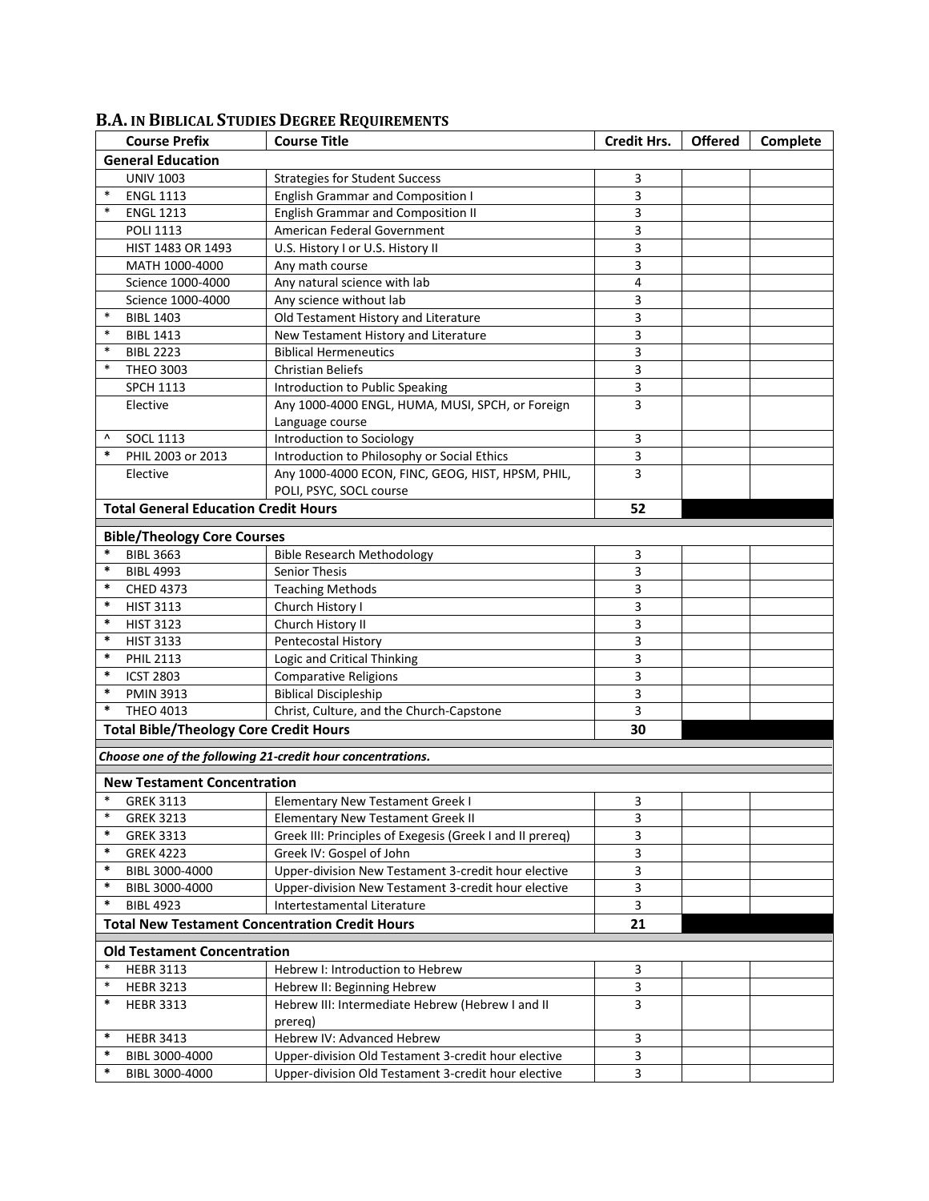## B.A. IN BIBLICAL STUDIES DEGREE REQUIREMENTS

| | Course Prefix | Course Title | Credit Hrs. | Offered | Complete |
|---|---|---|---|---|---|
| **General Education** | | | | | |
| | UNIV 1003 | Strategies for Student Success | 3 | | |
| * | ENGL 1113 | English Grammar and Composition I | 3 | | |
| * | ENGL 1213 | English Grammar and Composition II | 3 | | |
| | POLI 1113 | American Federal Government | 3 | | |
| | HIST 1483 OR 1493 | U.S. History I or U.S. History II | 3 | | |
| | MATH 1000-4000 | Any math course | 3 | | |
| | Science 1000-4000 | Any natural science with lab | 4 | | |
| | Science 1000-4000 | Any science without lab | 3 | | |
| * | BIBL 1403 | Old Testament History and Literature | 3 | | |
| * | BIBL 1413 | New Testament History and Literature | 3 | | |
| * | BIBL 2223 | Biblical Hermeneutics | 3 | | |
| * | THEO 3003 | Christian Beliefs | 3 | | |
| | SPCH 1113 | Introduction to Public Speaking | 3 | | |
| | Elective | Any 1000-4000 ENGL, HUMA, MUSI, SPCH, or Foreign Language course | 3 | | |
| ^ | SOCL 1113 | Introduction to Sociology | 3 | | |
| * | PHIL 2003 or 2013 | Introduction to Philosophy or Social Ethics | 3 | | |
| | Elective | Any 1000-4000 ECON, FINC, GEOG, HIST, HPSM, PHIL, POLI, PSYC, SOCL course | 3 | | |
| **Total General Education Credit Hours** | | | **52** | | |
| **Bible/Theology Core Courses** | | | | | |
| * | BIBL 3663 | Bible Research Methodology | 3 | | |
| * | BIBL 4993 | Senior Thesis | 3 | | |
| * | CHED 4373 | Teaching Methods | 3 | | |
| * | HIST 3113 | Church History I | 3 | | |
| * | HIST 3123 | Church History II | 3 | | |
| * | HIST 3133 | Pentecostal History | 3 | | |
| * | PHIL 2113 | Logic and Critical Thinking | 3 | | |
| * | ICST 2803 | Comparative Religions | 3 | | |
| * | PMIN 3913 | Biblical Discipleship | 3 | | |
| * | THEO 4013 | Christ, Culture, and the Church-Capstone | 3 | | |
| **Total Bible/Theology Core Credit Hours** | | | **30** | | |
| ***Choose one of the following 21-credit hour concentrations.*** | | | | | |
| **New Testament Concentration** | | | | | |
| * | GREK 3113 | Elementary New Testament Greek I | 3 | | |
| * | GREK 3213 | Elementary New Testament Greek II | 3 | | |
| * | GREK 3313 | Greek III: Principles of Exegesis (Greek I and II prereq) | 3 | | |
| * | GREK 4223 | Greek IV: Gospel of John | 3 | | |
| * | BIBL 3000-4000 | Upper-division New Testament 3-credit hour elective | 3 | | |
| * | BIBL 3000-4000 | Upper-division New Testament 3-credit hour elective | 3 | | |
| * | BIBL 4923 | Intertestamental Literature | 3 | | |
| **Total New Testament Concentration Credit Hours** | | | **21** | | |
| **Old Testament Concentration** | | | | | |
| * | HEBR 3113 | Hebrew I: Introduction to Hebrew | 3 | | |
| * | HEBR 3213 | Hebrew II: Beginning Hebrew | 3 | | |
| * | HEBR 3313 | Hebrew III: Intermediate Hebrew (Hebrew I and II prereq) | 3 | | |
| * | HEBR 3413 | Hebrew IV: Advanced Hebrew | 3 | | |
| * | BIBL 3000-4000 | Upper-division Old Testament 3-credit hour elective | 3 | | |
| * | BIBL 3000-4000 | Upper-division Old Testament 3-credit hour elective | 3 | | |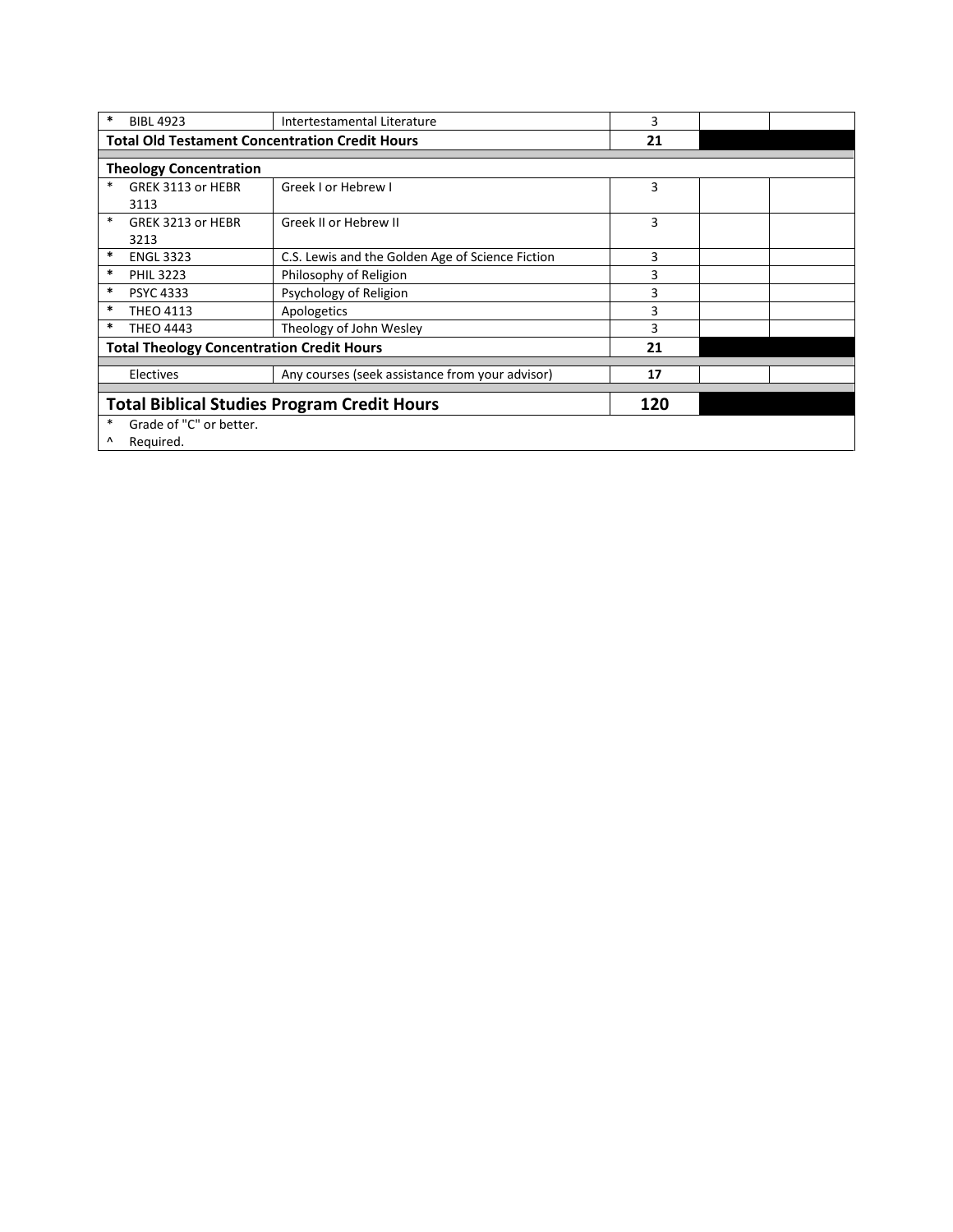| | | | | | |
|---|---|---|---|---|---|
| * | BIBL 4923 | Intertestamental Literature | 3 | | |
| **Total Old Testament Concentration Credit Hours** | | | **21** | | |
| **Theology Concentration** | | | | | |
| * | GREK 3113 or HEBR 3113 | Greek I or Hebrew I | 3 | | |
| * | GREK 3213 or HEBR 3213 | Greek II or Hebrew II | 3 | | |
| * | ENGL 3323 | C.S. Lewis and the Golden Age of Science Fiction | 3 | | |
| * | PHIL 3223 | Philosophy of Religion | 3 | | |
| * | PSYC 4333 | Psychology of Religion | 3 | | |
| * | THEO 4113 | Apologetics | 3 | | |
| * | THEO 4443 | Theology of John Wesley | 3 | | |
| **Total Theology Concentration Credit Hours** | | | **21** | | |
| | Electives | Any courses (seek assistance from your advisor) | **17** | | |
| **Total Biblical Studies Program Credit Hours** | | | **120** | | |

\* Grade of "C" or better.

^ Required.